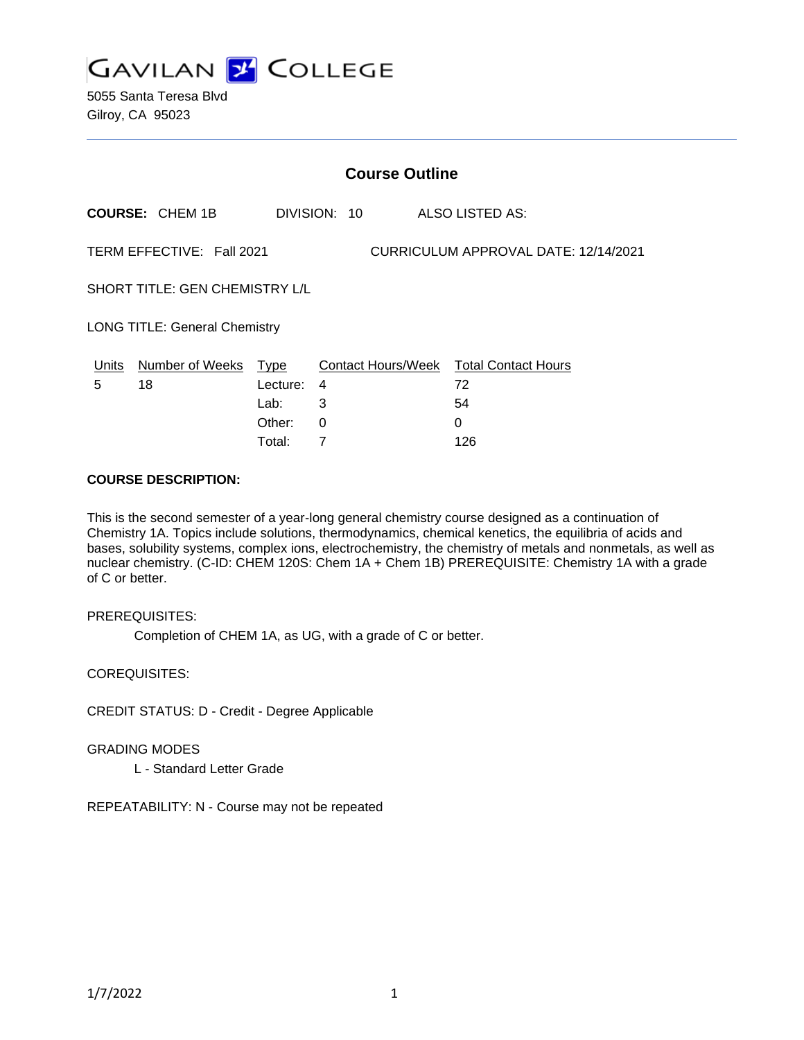# GAVILAN COLLEGE

5055 Santa Teresa Blvd
Gilroy, CA 95023

## Course Outline

**COURSE:** CHEM 1B DIVISION: 10 ALSO LISTED AS:

TERM EFFECTIVE: Fall 2021 CURRICULUM APPROVAL DATE: 12/14/2021

SHORT TITLE: GEN CHEMISTRY L/L

LONG TITLE: General Chemistry

| Units | Number of Weeks | Type | Contact Hours/Week | Total Contact Hours |
|---|---|---|---|---|
| 5 | 18 | Lecture: | 4 | 72 |
| | | Lab: | 3 | 54 |
| | | Other: | 0 | 0 |
| | | Total: | 7 | 126 |

**COURSE DESCRIPTION:**

This is the second semester of a year-long general chemistry course designed as a continuation of Chemistry 1A. Topics include solutions, thermodynamics, chemical kenetics, the equilibria of acids and bases, solubility systems, complex ions, electrochemistry, the chemistry of metals and nonmetals, as well as nuclear chemistry. (C-ID: CHEM 120S: Chem 1A + Chem 1B) PREREQUISITE: Chemistry 1A with a grade of C or better.

PREREQUISITES:

Completion of CHEM 1A, as UG, with a grade of C or better.

COREQUISITES:

CREDIT STATUS: D - Credit - Degree Applicable

GRADING MODES

L - Standard Letter Grade

REPEATABILITY: N - Course may not be repeated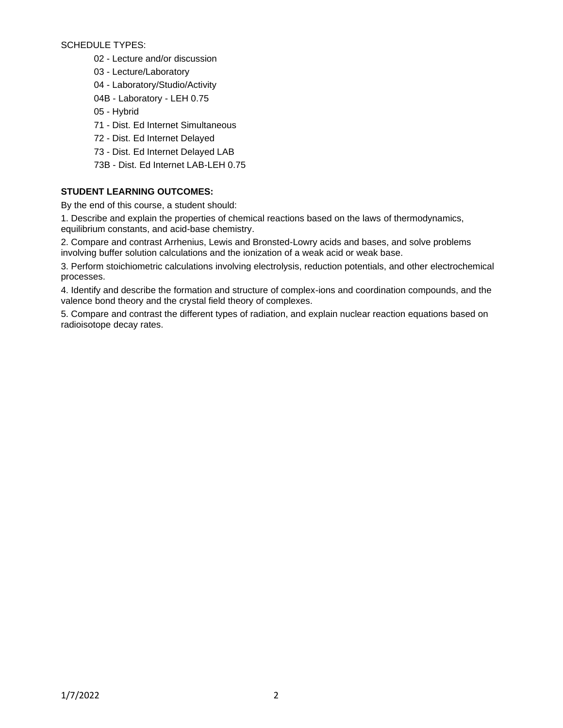SCHEDULE TYPES:

- 02 - Lecture and/or discussion
- 03 - Lecture/Laboratory
- 04 - Laboratory/Studio/Activity
- 04B - Laboratory - LEH 0.75
- 05 - Hybrid
- 71 - Dist. Ed Internet Simultaneous
- 72 - Dist. Ed Internet Delayed
- 73 - Dist. Ed Internet Delayed LAB
- 73B - Dist. Ed Internet LAB-LEH 0.75

**STUDENT LEARNING OUTCOMES:**

By the end of this course, a student should:

1. Describe and explain the properties of chemical reactions based on the laws of thermodynamics, equilibrium constants, and acid-base chemistry.

2. Compare and contrast Arrhenius, Lewis and Bronsted-Lowry acids and bases, and solve problems involving buffer solution calculations and the ionization of a weak acid or weak base.

3. Perform stoichiometric calculations involving electrolysis, reduction potentials, and other electrochemical processes.

4. Identify and describe the formation and structure of complex-ions and coordination compounds, and the valence bond theory and the crystal field theory of complexes.

5. Compare and contrast the different types of radiation, and explain nuclear reaction equations based on radioisotope decay rates.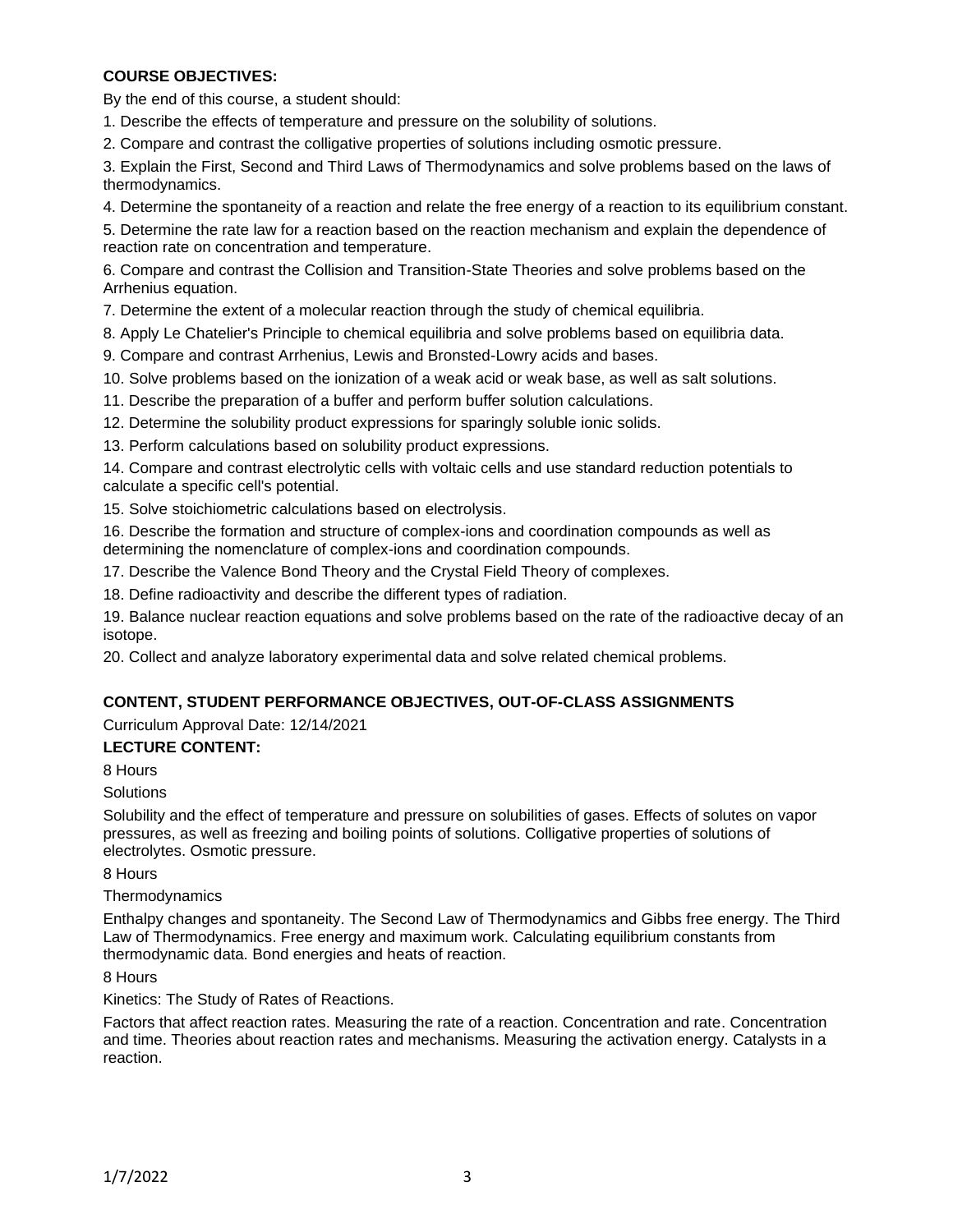**COURSE OBJECTIVES:**

By the end of this course, a student should:

1. Describe the effects of temperature and pressure on the solubility of solutions.
2. Compare and contrast the colligative properties of solutions including osmotic pressure.
3. Explain the First, Second and Third Laws of Thermodynamics and solve problems based on the laws of thermodynamics.
4. Determine the spontaneity of a reaction and relate the free energy of a reaction to its equilibrium constant.
5. Determine the rate law for a reaction based on the reaction mechanism and explain the dependence of reaction rate on concentration and temperature.
6. Compare and contrast the Collision and Transition-State Theories and solve problems based on the Arrhenius equation.
7. Determine the extent of a molecular reaction through the study of chemical equilibria.
8. Apply Le Chatelier's Principle to chemical equilibria and solve problems based on equilibria data.
9. Compare and contrast Arrhenius, Lewis and Bronsted-Lowry acids and bases.
10. Solve problems based on the ionization of a weak acid or weak base, as well as salt solutions.
11. Describe the preparation of a buffer and perform buffer solution calculations.
12. Determine the solubility product expressions for sparingly soluble ionic solids.
13. Perform calculations based on solubility product expressions.
14. Compare and contrast electrolytic cells with voltaic cells and use standard reduction potentials to calculate a specific cell's potential.
15. Solve stoichiometric calculations based on electrolysis.
16. Describe the formation and structure of complex-ions and coordination compounds as well as determining the nomenclature of complex-ions and coordination compounds.
17. Describe the Valence Bond Theory and the Crystal Field Theory of complexes.
18. Define radioactivity and describe the different types of radiation.
19. Balance nuclear reaction equations and solve problems based on the rate of the radioactive decay of an isotope.
20. Collect and analyze laboratory experimental data and solve related chemical problems.

**CONTENT, STUDENT PERFORMANCE OBJECTIVES, OUT-OF-CLASS ASSIGNMENTS**

Curriculum Approval Date: 12/14/2021

**LECTURE CONTENT:**

8 Hours

Solutions

Solubility and the effect of temperature and pressure on solubilities of gases. Effects of solutes on vapor pressures, as well as freezing and boiling points of solutions. Colligative properties of solutions of electrolytes. Osmotic pressure.

8 Hours

Thermodynamics

Enthalpy changes and spontaneity. The Second Law of Thermodynamics and Gibbs free energy. The Third Law of Thermodynamics. Free energy and maximum work. Calculating equilibrium constants from thermodynamic data. Bond energies and heats of reaction.

8 Hours

Kinetics: The Study of Rates of Reactions.

Factors that affect reaction rates. Measuring the rate of a reaction. Concentration and rate. Concentration and time. Theories about reaction rates and mechanisms. Measuring the activation energy. Catalysts in a reaction.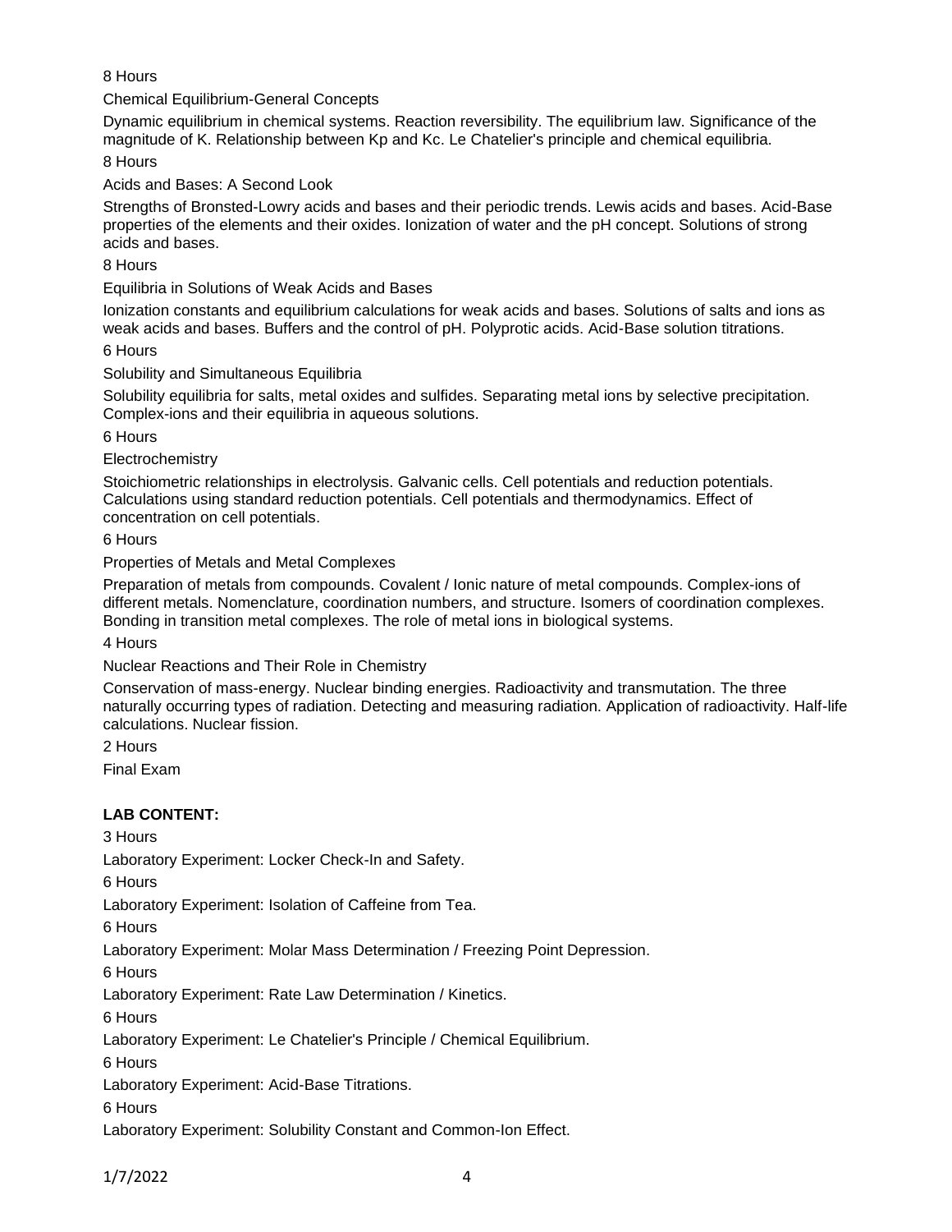8 Hours

Chemical Equilibrium-General Concepts

Dynamic equilibrium in chemical systems. Reaction reversibility. The equilibrium law. Significance of the magnitude of K. Relationship between Kp and Kc. Le Chatelier's principle and chemical equilibria.

8 Hours

Acids and Bases: A Second Look

Strengths of Bronsted-Lowry acids and bases and their periodic trends. Lewis acids and bases. Acid-Base properties of the elements and their oxides. Ionization of water and the pH concept. Solutions of strong acids and bases.

8 Hours

Equilibria in Solutions of Weak Acids and Bases

Ionization constants and equilibrium calculations for weak acids and bases. Solutions of salts and ions as weak acids and bases. Buffers and the control of pH. Polyprotic acids. Acid-Base solution titrations.

6 Hours

Solubility and Simultaneous Equilibria

Solubility equilibria for salts, metal oxides and sulfides. Separating metal ions by selective precipitation. Complex-ions and their equilibria in aqueous solutions.

6 Hours

Electrochemistry

Stoichiometric relationships in electrolysis. Galvanic cells. Cell potentials and reduction potentials. Calculations using standard reduction potentials. Cell potentials and thermodynamics. Effect of concentration on cell potentials.

6 Hours

Properties of Metals and Metal Complexes

Preparation of metals from compounds. Covalent / Ionic nature of metal compounds. Complex-ions of different metals. Nomenclature, coordination numbers, and structure. Isomers of coordination complexes. Bonding in transition metal complexes. The role of metal ions in biological systems.

4 Hours

Nuclear Reactions and Their Role in Chemistry

Conservation of mass-energy. Nuclear binding energies. Radioactivity and transmutation. The three naturally occurring types of radiation. Detecting and measuring radiation. Application of radioactivity. Half-life calculations. Nuclear fission.

2 Hours

Final Exam

**LAB CONTENT:**

3 Hours

Laboratory Experiment: Locker Check-In and Safety.

6 Hours

Laboratory Experiment: Isolation of Caffeine from Tea.

6 Hours

Laboratory Experiment: Molar Mass Determination / Freezing Point Depression.

6 Hours

Laboratory Experiment: Rate Law Determination / Kinetics.

6 Hours

Laboratory Experiment: Le Chatelier's Principle / Chemical Equilibrium.

6 Hours

Laboratory Experiment: Acid-Base Titrations.

6 Hours

Laboratory Experiment: Solubility Constant and Common-Ion Effect.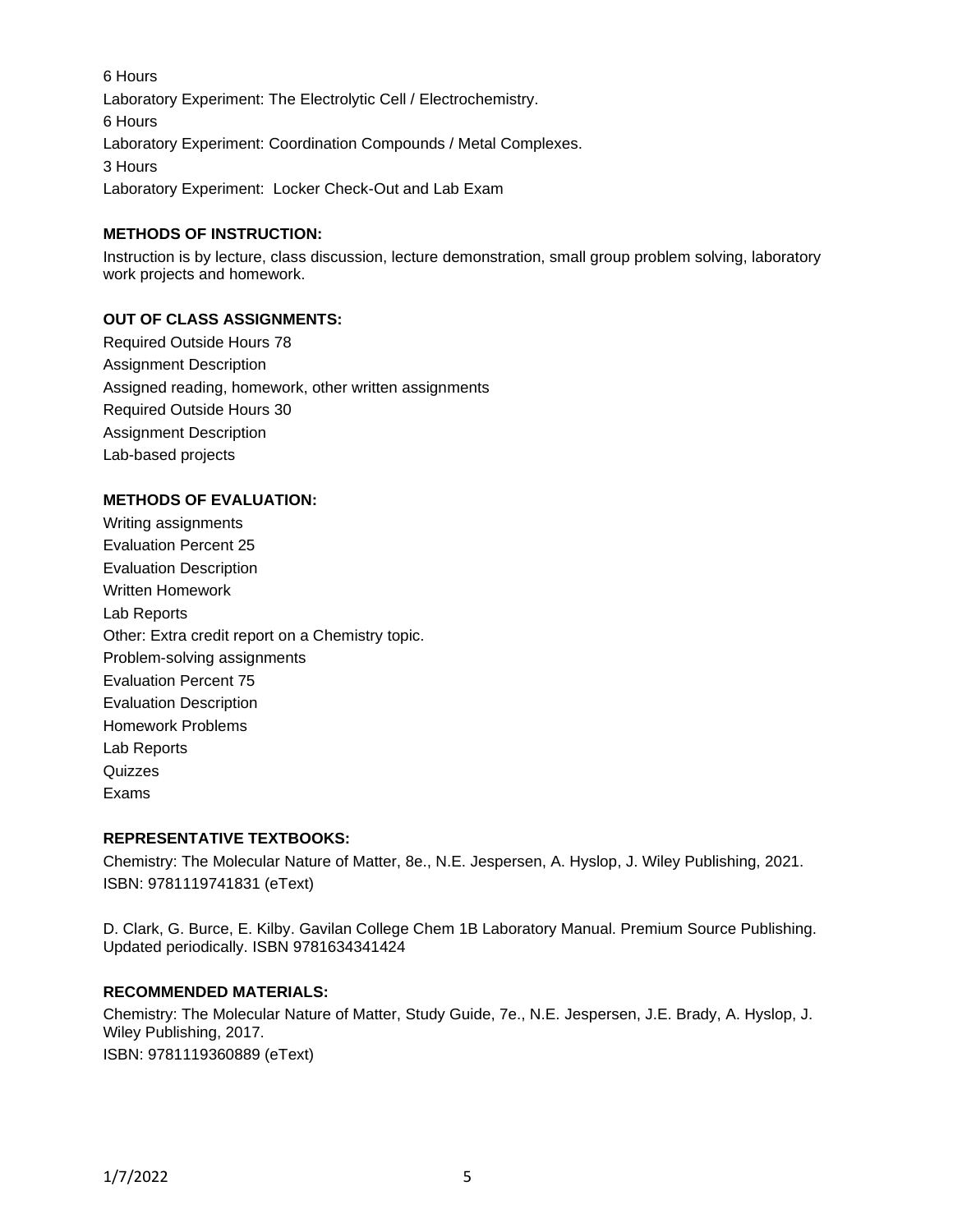6 Hours

Laboratory Experiment: The Electrolytic Cell / Electrochemistry.

6 Hours

Laboratory Experiment: Coordination Compounds / Metal Complexes.

3 Hours

Laboratory Experiment: Locker Check-Out and Lab Exam

**METHODS OF INSTRUCTION:**

Instruction is by lecture, class discussion, lecture demonstration, small group problem solving, laboratory work projects and homework.

**OUT OF CLASS ASSIGNMENTS:**

Required Outside Hours 78

Assignment Description

Assigned reading, homework, other written assignments

Required Outside Hours 30

Assignment Description

Lab-based projects

**METHODS OF EVALUATION:**

Writing assignments

Evaluation Percent 25

Evaluation Description

Written Homework

Lab Reports

Other: Extra credit report on a Chemistry topic.

Problem-solving assignments

Evaluation Percent 75

Evaluation Description

Homework Problems

Lab Reports

Quizzes

Exams

**REPRESENTATIVE TEXTBOOKS:**

Chemistry: The Molecular Nature of Matter, 8e., N.E. Jespersen, A. Hyslop, J. Wiley Publishing, 2021.
ISBN: 9781119741831 (eText)

D. Clark, G. Burce, E. Kilby. Gavilan College Chem 1B Laboratory Manual. Premium Source Publishing. Updated periodically. ISBN 9781634341424

**RECOMMENDED MATERIALS:**

Chemistry: The Molecular Nature of Matter, Study Guide, 7e., N.E. Jespersen, J.E. Brady, A. Hyslop, J. Wiley Publishing, 2017.
ISBN: 9781119360889 (eText)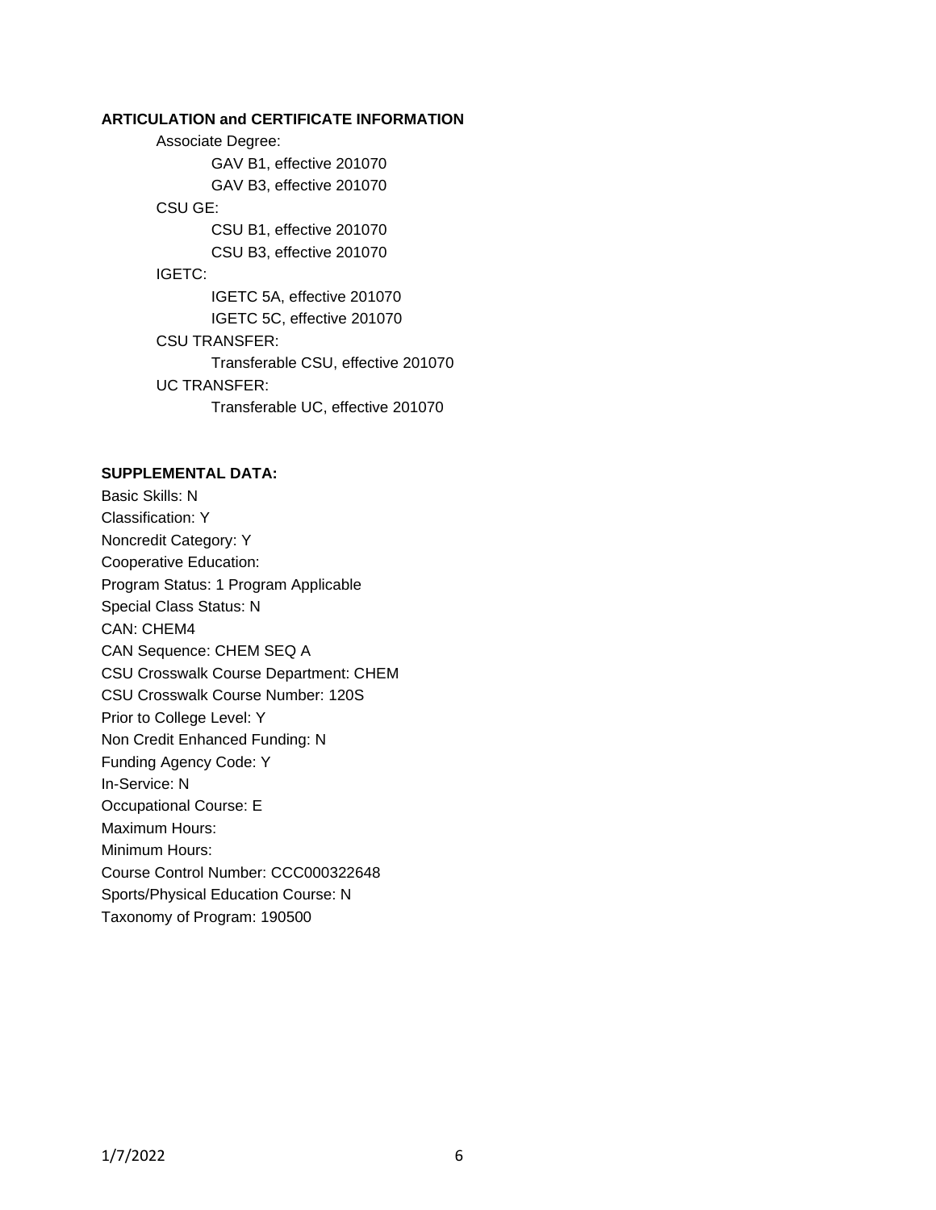**ARTICULATION and CERTIFICATE INFORMATION**

Associate Degree:

- GAV B1, effective 201070
- GAV B3, effective 201070

CSU GE:

- CSU B1, effective 201070
- CSU B3, effective 201070

IGETC:

- IGETC 5A, effective 201070
- IGETC 5C, effective 201070

CSU TRANSFER:

- Transferable CSU, effective 201070

UC TRANSFER:

- Transferable UC, effective 201070

**SUPPLEMENTAL DATA:**

Basic Skills: N
Classification: Y
Noncredit Category: Y
Cooperative Education:
Program Status: 1 Program Applicable
Special Class Status: N
CAN: CHEM4
CAN Sequence: CHEM SEQ A
CSU Crosswalk Course Department: CHEM
CSU Crosswalk Course Number: 120S
Prior to College Level: Y
Non Credit Enhanced Funding: N
Funding Agency Code: Y
In-Service: N
Occupational Course: E
Maximum Hours:
Minimum Hours:
Course Control Number: CCC000322648
Sports/Physical Education Course: N
Taxonomy of Program: 190500